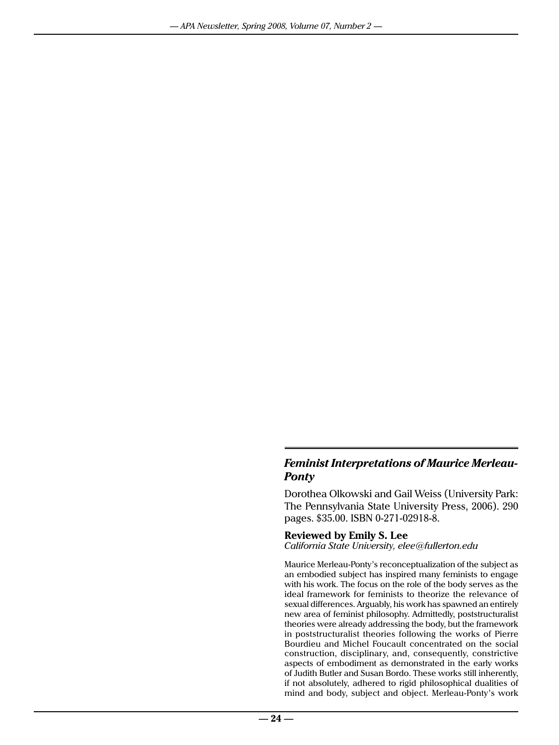## *Feminist Interpretations of Maurice Merleau-Ponty*

Dorothea Olkowski and Gail Weiss (University Park: The Pennsylvania State University Press, 2006). 290 pages. $35.00. ISBN 0-271-02918-8.

**Reviewed by Emily S. Lee**
*California State University, elee@fullerton.edu*

Maurice Merleau-Ponty's reconceptualization of the subject as an embodied subject has inspired many feminists to engage with his work. The focus on the role of the body serves as the ideal framework for feminists to theorize the relevance of sexual differences. Arguably, his work has spawned an entirely new area of feminist philosophy. Admittedly, poststructuralist theories were already addressing the body, but the framework in poststructuralist theories following the works of Pierre Bourdieu and Michel Foucault concentrated on the social construction, disciplinary, and, consequently, constrictive aspects of embodiment as demonstrated in the early works of Judith Butler and Susan Bordo. These works still inherently, if not absolutely, adhered to rigid philosophical dualities of mind and body, subject and object. Merleau-Ponty's work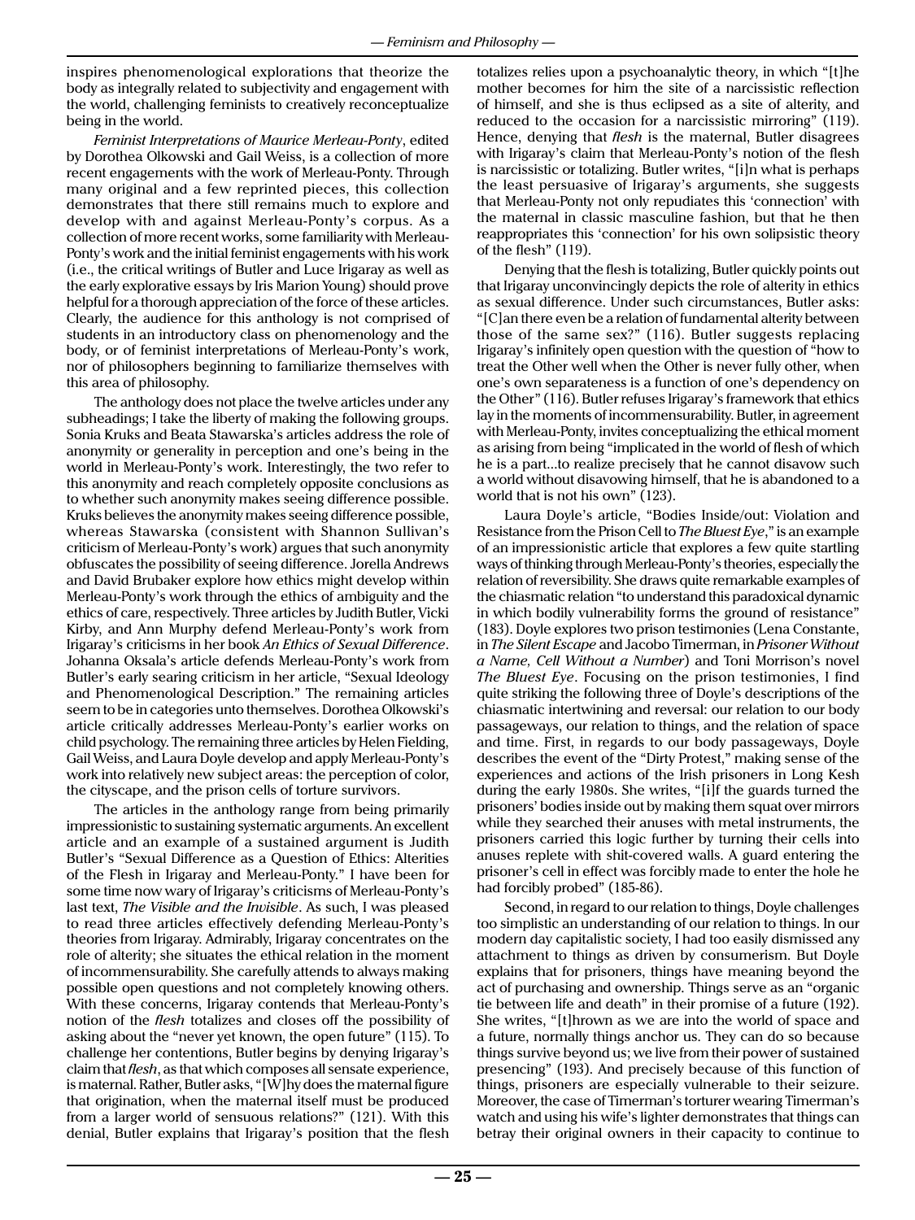inspires phenomenological explorations that theorize the body as integrally related to subjectivity and engagement with the world, challenging feminists to creatively reconceptualize being in the world.

*Feminist Interpretations of Maurice Merleau-Ponty*, edited by Dorothea Olkowski and Gail Weiss, is a collection of more recent engagements with the work of Merleau-Ponty. Through many original and a few reprinted pieces, this collection demonstrates that there still remains much to explore and develop with and against Merleau-Ponty's corpus. As a collection of more recent works, some familiarity with Merleau-Ponty's work and the initial feminist engagements with his work (i.e., the critical writings of Butler and Luce Irigaray as well as the early explorative essays by Iris Marion Young) should prove helpful for a thorough appreciation of the force of these articles. Clearly, the audience for this anthology is not comprised of students in an introductory class on phenomenology and the body, or of feminist interpretations of Merleau-Ponty's work, nor of philosophers beginning to familiarize themselves with this area of philosophy.

The anthology does not place the twelve articles under any subheadings; I take the liberty of making the following groups. Sonia Kruks and Beata Stawarska's articles address the role of anonymity or generality in perception and one's being in the world in Merleau-Ponty's work. Interestingly, the two refer to this anonymity and reach completely opposite conclusions as to whether such anonymity makes seeing difference possible. Kruks believes the anonymity makes seeing difference possible, whereas Stawarska (consistent with Shannon Sullivan's criticism of Merleau-Ponty's work) argues that such anonymity obfuscates the possibility of seeing difference. Jorella Andrews and David Brubaker explore how ethics might develop within Merleau-Ponty's work through the ethics of ambiguity and the ethics of care, respectively. Three articles by Judith Butler, Vicki Kirby, and Ann Murphy defend Merleau-Ponty's work from Irigaray's criticisms in her book *An Ethics of Sexual Difference*. Johanna Oksala's article defends Merleau-Ponty's work from Butler's early searing criticism in her article, "Sexual Ideology and Phenomenological Description." The remaining articles seem to be in categories unto themselves. Dorothea Olkowski's article critically addresses Merleau-Ponty's earlier works on child psychology. The remaining three articles by Helen Fielding, Gail Weiss, and Laura Doyle develop and apply Merleau-Ponty's work into relatively new subject areas: the perception of color, the cityscape, and the prison cells of torture survivors.

The articles in the anthology range from being primarily impressionistic to sustaining systematic arguments. An excellent article and an example of a sustained argument is Judith Butler's "Sexual Difference as a Question of Ethics: Alterities of the Flesh in Irigaray and Merleau-Ponty." I have been for some time now wary of Irigaray's criticisms of Merleau-Ponty's last text, *The Visible and the Invisible*. As such, I was pleased to read three articles effectively defending Merleau-Ponty's theories from Irigaray. Admirably, Irigaray concentrates on the role of alterity; she situates the ethical relation in the moment of incommensurability. She carefully attends to always making possible open questions and not completely knowing others. With these concerns, Irigaray contends that Merleau-Ponty's notion of the *flesh* totalizes and closes off the possibility of asking about the "never yet known, the open future" (115). To challenge her contentions, Butler begins by denying Irigaray's claim that *flesh*, as that which composes all sensate experience, is maternal. Rather, Butler asks, "[W]hy does the maternal figure that origination, when the maternal itself must be produced from a larger world of sensuous relations?" (121). With this denial, Butler explains that Irigaray's position that the flesh totalizes relies upon a psychoanalytic theory, in which "[t]he mother becomes for him the site of a narcissistic reflection of himself, and she is thus eclipsed as a site of alterity, and reduced to the occasion for a narcissistic mirroring" (119). Hence, denying that *flesh* is the maternal, Butler disagrees with Irigaray's claim that Merleau-Ponty's notion of the flesh is narcissistic or totalizing. Butler writes, "[i]n what is perhaps the least persuasive of Irigaray's arguments, she suggests that Merleau-Ponty not only repudiates this 'connection' with the maternal in classic masculine fashion, but that he then reappropriates this 'connection' for his own solipsistic theory of the flesh" (119).

Denying that the flesh is totalizing, Butler quickly points out that Irigaray unconvincingly depicts the role of alterity in ethics as sexual difference. Under such circumstances, Butler asks: "[C]an there even be a relation of fundamental alterity between those of the same sex?" (116). Butler suggests replacing Irigaray's infinitely open question with the question of "how to treat the Other well when the Other is never fully other, when one's own separateness is a function of one's dependency on the Other" (116). Butler refuses Irigaray's framework that ethics lay in the moments of incommensurability. Butler, in agreement with Merleau-Ponty, invites conceptualizing the ethical moment as arising from being "implicated in the world of flesh of which he is a part...to realize precisely that he cannot disavow such a world without disavowing himself, that he is abandoned to a world that is not his own" (123).

Laura Doyle's article, "Bodies Inside/out: Violation and Resistance from the Prison Cell to *The Bluest Eye*," is an example of an impressionistic article that explores a few quite startling ways of thinking through Merleau-Ponty's theories, especially the relation of reversibility. She draws quite remarkable examples of the chiasmatic relation "to understand this paradoxical dynamic in which bodily vulnerability forms the ground of resistance" (183). Doyle explores two prison testimonies (Lena Constante, in *The Silent Escape* and Jacobo Timerman, in *Prisoner Without a Name, Cell Without a Number*) and Toni Morrison's novel *The Bluest Eye*. Focusing on the prison testimonies, I find quite striking the following three of Doyle's descriptions of the chiasmatic intertwining and reversal: our relation to our body passageways, our relation to things, and the relation of space and time. First, in regards to our body passageways, Doyle describes the event of the "Dirty Protest," making sense of the experiences and actions of the Irish prisoners in Long Kesh during the early 1980s. She writes, "[i]f the guards turned the prisoners' bodies inside out by making them squat over mirrors while they searched their anuses with metal instruments, the prisoners carried this logic further by turning their cells into anuses replete with shit-covered walls. A guard entering the prisoner's cell in effect was forcibly made to enter the hole he had forcibly probed" (185-86).

Second, in regard to our relation to things, Doyle challenges too simplistic an understanding of our relation to things. In our modern day capitalistic society, I had too easily dismissed any attachment to things as driven by consumerism. But Doyle explains that for prisoners, things have meaning beyond the act of purchasing and ownership. Things serve as an "organic tie between life and death" in their promise of a future (192). She writes, "[t]hrown as we are into the world of space and a future, normally things anchor us. They can do so because things survive beyond us; we live from their power of sustained presencing" (193). And precisely because of this function of things, prisoners are especially vulnerable to their seizure. Moreover, the case of Timerman's torturer wearing Timerman's watch and using his wife's lighter demonstrates that things can betray their original owners in their capacity to continue to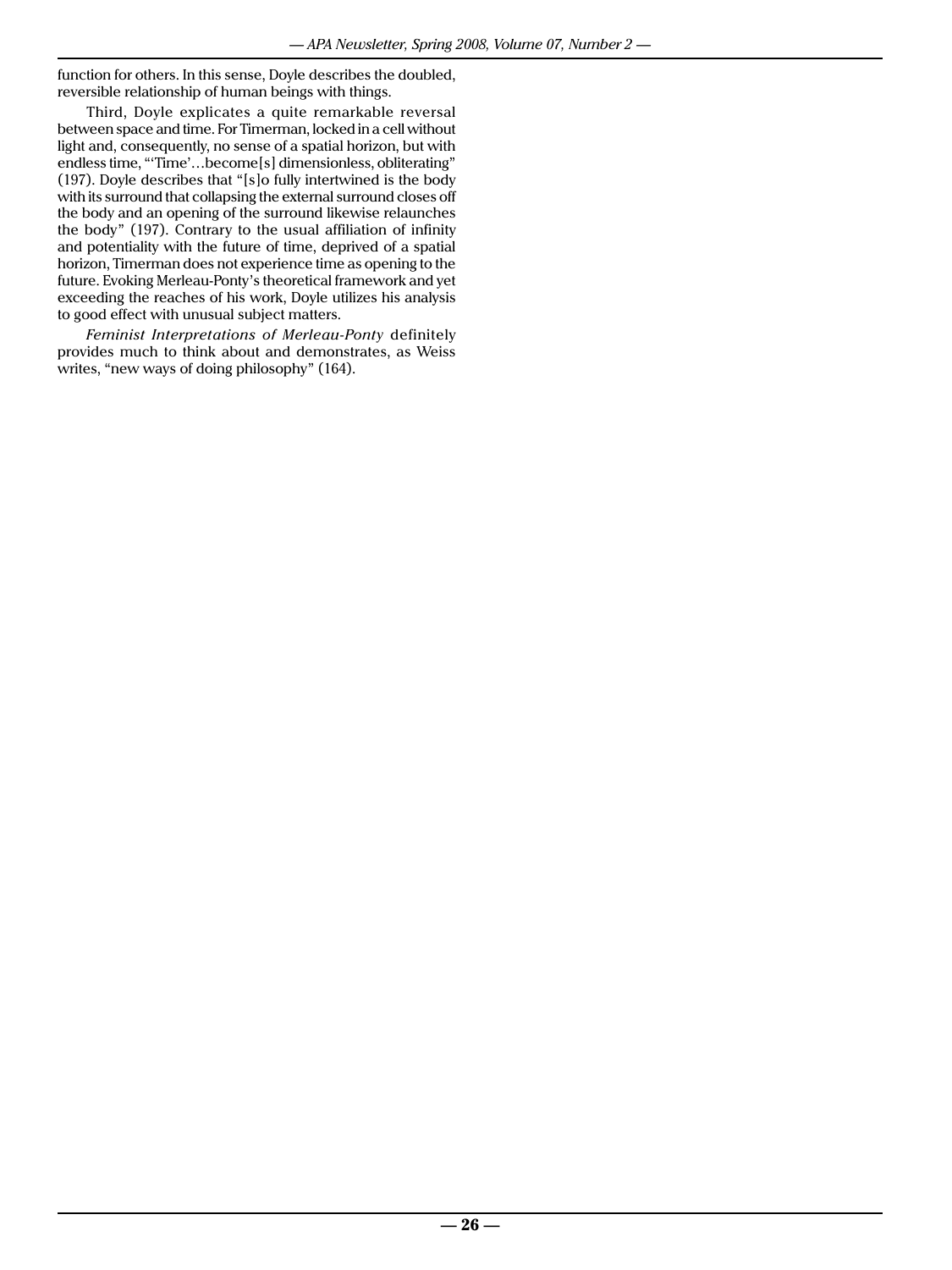function for others. In this sense, Doyle describes the doubled, reversible relationship of human beings with things.

Third, Doyle explicates a quite remarkable reversal between space and time. For Timerman, locked in a cell without light and, consequently, no sense of a spatial horizon, but with endless time, "'Time'…become[s] dimensionless, obliterating" (197). Doyle describes that "[s]o fully intertwined is the body with its surround that collapsing the external surround closes off the body and an opening of the surround likewise relaunches the body" (197). Contrary to the usual affiliation of infinity and potentiality with the future of time, deprived of a spatial horizon, Timerman does not experience time as opening to the future. Evoking Merleau-Ponty's theoretical framework and yet exceeding the reaches of his work, Doyle utilizes his analysis to good effect with unusual subject matters.

*Feminist Interpretations of Merleau-Ponty* definitely provides much to think about and demonstrates, as Weiss writes, "new ways of doing philosophy" (164).